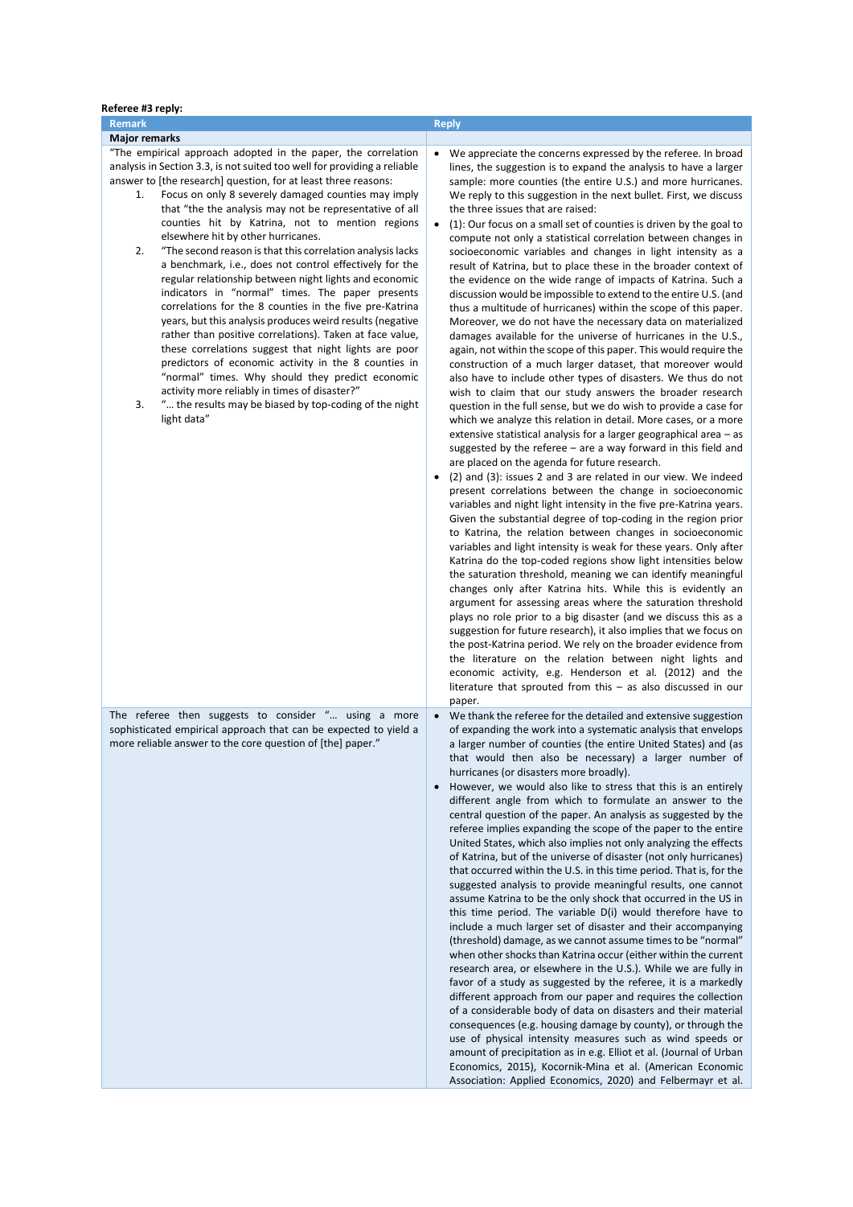**Referee #3 reply:**

| Remark | Reply |
|---|---|
| **Major remarks** | |
| "The empirical approach adopted in the paper, the correlation analysis in Section 3.3, is not suited too well for providing a reliable answer to [the research] question, for at least three reasons: <br>1. Focus on only 8 severely damaged counties may imply that "the the analysis may not be representative of all counties hit by Katrina, not to mention regions elsewhere hit by other hurricanes. <br>2. "The second reason is that this correlation analysis lacks a benchmark, i.e., does not control effectively for the regular relationship between night lights and economic indicators in "normal" times. The paper presents correlations for the 8 counties in the five pre-Katrina years, but this analysis produces weird results (negative rather than positive correlations). Taken at face value, these correlations suggest that night lights are poor predictors of economic activity in the 8 counties in "normal" times. Why should they predict economic activity more reliably in times of disaster?" <br>3. "… the results may be biased by top-coding of the night light data" | • We appreciate the concerns expressed by the referee. In broad lines, the suggestion is to expand the analysis to have a larger sample: more counties (the entire U.S.) and more hurricanes. We reply to this suggestion in the next bullet. First, we discuss the three issues that are raised: <br>• (1): Our focus on a small set of counties is driven by the goal to compute not only a statistical correlation between changes in socioeconomic variables and changes in light intensity as a result of Katrina, but to place these in the broader context of the evidence on the wide range of impacts of Katrina. Such a discussion would be impossible to extend to the entire U.S. (and thus a multitude of hurricanes) within the scope of this paper. Moreover, we do not have the necessary data on materialized damages available for the universe of hurricanes in the U.S., again, not within the scope of this paper. This would require the construction of a much larger dataset, that moreover would also have to include other types of disasters. We thus do not wish to claim that our study answers the broader research question in the full sense, but we do wish to provide a case for which we analyze this relation in detail. More cases, or a more extensive statistical analysis for a larger geographical area – as suggested by the referee – are a way forward in this field and are placed on the agenda for future research. <br>• (2) and (3): issues 2 and 3 are related in our view. We indeed present correlations between the change in socioeconomic variables and night light intensity in the five pre-Katrina years. Given the substantial degree of top-coding in the region prior to Katrina, the relation between changes in socioeconomic variables and light intensity is weak for these years. Only after Katrina do the top-coded regions show light intensities below the saturation threshold, meaning we can identify meaningful changes only after Katrina hits. While this is evidently an argument for assessing areas where the saturation threshold plays no role prior to a big disaster (and we discuss this as a suggestion for future research), it also implies that we focus on the post-Katrina period. We rely on the broader evidence from the literature on the relation between night lights and economic activity, e.g. Henderson et al. (2012) and the literature that sprouted from this – as also discussed in our paper. |
| The referee then suggests to consider "… using a more sophisticated empirical approach that can be expected to yield a more reliable answer to the core question of [the] paper." | • We thank the referee for the detailed and extensive suggestion of expanding the work into a systematic analysis that envelops a larger number of counties (the entire United States) and (as that would then also be necessary) a larger number of hurricanes (or disasters more broadly). <br>• However, we would also like to stress that this is an entirely different angle from which to formulate an answer to the central question of the paper. An analysis as suggested by the referee implies expanding the scope of the paper to the entire United States, which also implies not only analyzing the effects of Katrina, but of the universe of disaster (not only hurricanes) that occurred within the U.S. in this time period. That is, for the suggested analysis to provide meaningful results, one cannot assume Katrina to be the only shock that occurred in the US in this time period. The variable D(i) would therefore have to include a much larger set of disaster and their accompanying (threshold) damage, as we cannot assume times to be "normal" when other shocks than Katrina occur (either within the current research area, or elsewhere in the U.S.). While we are fully in favor of a study as suggested by the referee, it is a markedly different approach from our paper and requires the collection of a considerable body of data on disasters and their material consequences (e.g. housing damage by county), or through the use of physical intensity measures such as wind speeds or amount of precipitation as in e.g. Elliot et al. (Journal of Urban Economics, 2015), Kocornik-Mina et al. (American Economic Association: Applied Economics, 2020) and Felbermayr et al. |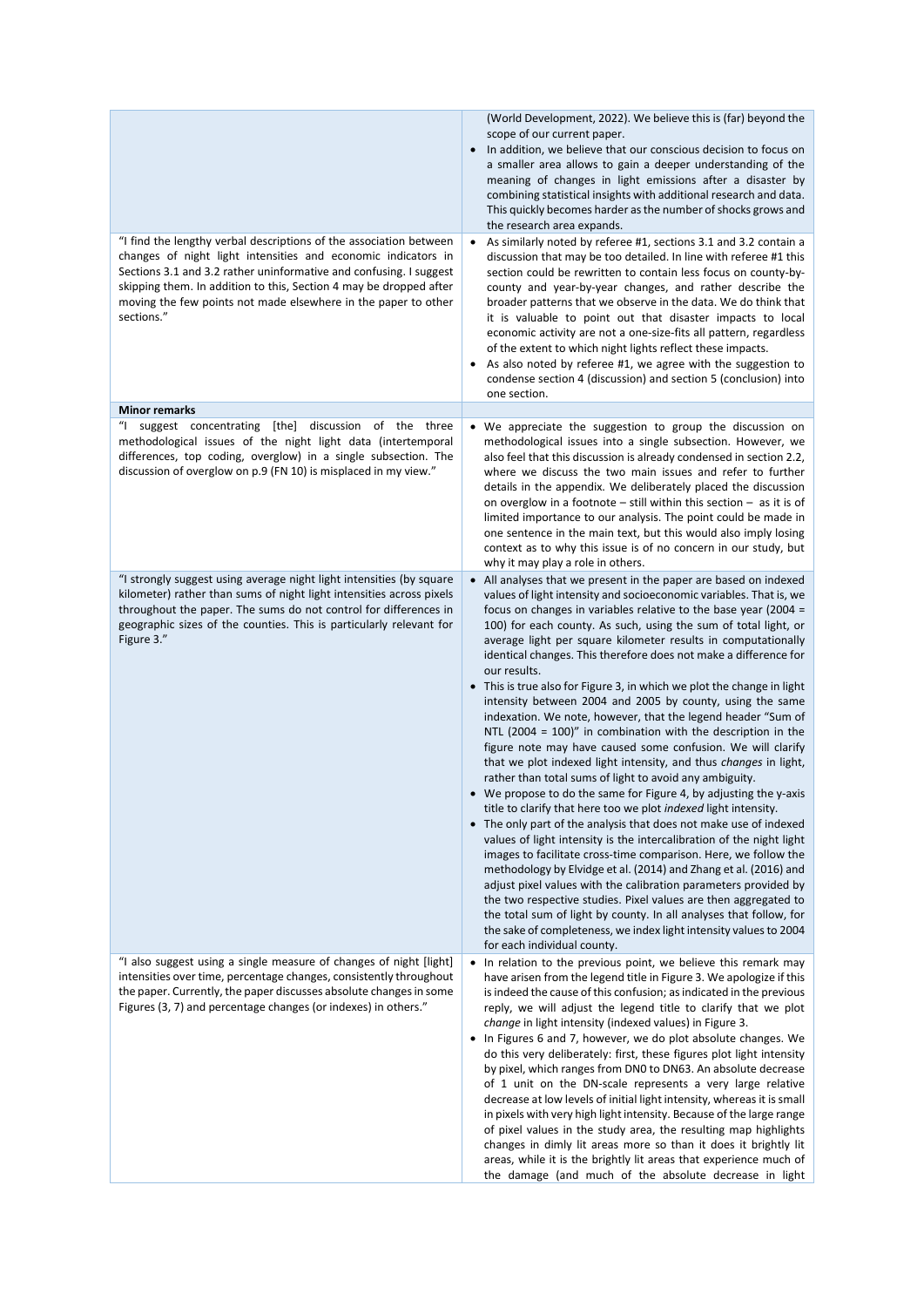| | |
|---|---|
| | (World Development, 2022). We believe this is (far) beyond the scope of our current paper.<br>• In addition, we believe that our conscious decision to focus on a smaller area allows to gain a deeper understanding of the meaning of changes in light emissions after a disaster by combining statistical insights with additional research and data. This quickly becomes harder as the number of shocks grows and the research area expands. |
| "I find the lengthy verbal descriptions of the association between changes of night light intensities and economic indicators in Sections 3.1 and 3.2 rather uninformative and confusing. I suggest skipping them. In addition to this, Section 4 may be dropped after moving the few points not made elsewhere in the paper to other sections." | • As similarly noted by referee #1, sections 3.1 and 3.2 contain a discussion that may be too detailed. In line with referee #1 this section could be rewritten to contain less focus on county-by-county and year-by-year changes, and rather describe the broader patterns that we observe in the data. We do think that it is valuable to point out that disaster impacts to local economic activity are not a one-size-fits all pattern, regardless of the extent to which night lights reflect these impacts.<br>• As also noted by referee #1, we agree with the suggestion to condense section 4 (discussion) and section 5 (conclusion) into one section. |
| **Minor remarks** | |
| "I suggest concentrating [the] discussion of the three methodological issues of the night light data (intertemporal differences, top coding, overglow) in a single subsection. The discussion of overglow on p.9 (FN 10) is misplaced in my view." | • We appreciate the suggestion to group the discussion on methodological issues into a single subsection. However, we also feel that this discussion is already condensed in section 2.2, where we discuss the two main issues and refer to further details in the appendix. We deliberately placed the discussion on overglow in a footnote – still within this section – as it is of limited importance to our analysis. The point could be made in one sentence in the main text, but this would also imply losing context as to why this issue is of no concern in our study, but why it may play a role in others. |
| "I strongly suggest using average night light intensities (by square kilometer) rather than sums of night light intensities across pixels throughout the paper. The sums do not control for differences in geographic sizes of the counties. This is particularly relevant for Figure 3." | • All analyses that we present in the paper are based on indexed values of light intensity and socioeconomic variables. That is, we focus on changes in variables relative to the base year (2004 = 100) for each county. As such, using the sum of total light, or average light per square kilometer results in computationally identical changes. This therefore does not make a difference for our results.<br>• This is true also for Figure 3, in which we plot the change in light intensity between 2004 and 2005 by county, using the same indexation. We note, however, that the legend header "Sum of NTL (2004 = 100)" in combination with the description in the figure note may have caused some confusion. We will clarify that we plot indexed light intensity, and thus *changes* in light, rather than total sums of light to avoid any ambiguity.<br>• We propose to do the same for Figure 4, by adjusting the y-axis title to clarify that here too we plot *indexed* light intensity.<br>• The only part of the analysis that does not make use of indexed values of light intensity is the intercalibration of the night light images to facilitate cross-time comparison. Here, we follow the methodology by Elvidge et al. (2014) and Zhang et al. (2016) and adjust pixel values with the calibration parameters provided by the two respective studies. Pixel values are then aggregated to the total sum of light by county. In all analyses that follow, for the sake of completeness, we index light intensity values to 2004 for each individual county. |
| "I also suggest using a single measure of changes of night [light] intensities over time, percentage changes, consistently throughout the paper. Currently, the paper discusses absolute changes in some Figures (3, 7) and percentage changes (or indexes) in others." | • In relation to the previous point, we believe this remark may have arisen from the legend title in Figure 3. We apologize if this is indeed the cause of this confusion; as indicated in the previous reply, we will adjust the legend title to clarify that we plot *change* in light intensity (indexed values) in Figure 3.<br>• In Figures 6 and 7, however, we do plot absolute changes. We do this very deliberately: first, these figures plot light intensity by pixel, which ranges from DN0 to DN63. An absolute decrease of 1 unit on the DN-scale represents a very large relative decrease at low levels of initial light intensity, whereas it is small in pixels with very high light intensity. Because of the large range of pixel values in the study area, the resulting map highlights changes in dimly lit areas more so than it does in brightly lit areas, while it is the brightly lit areas that experience much of the damage (and much of the absolute decrease in light |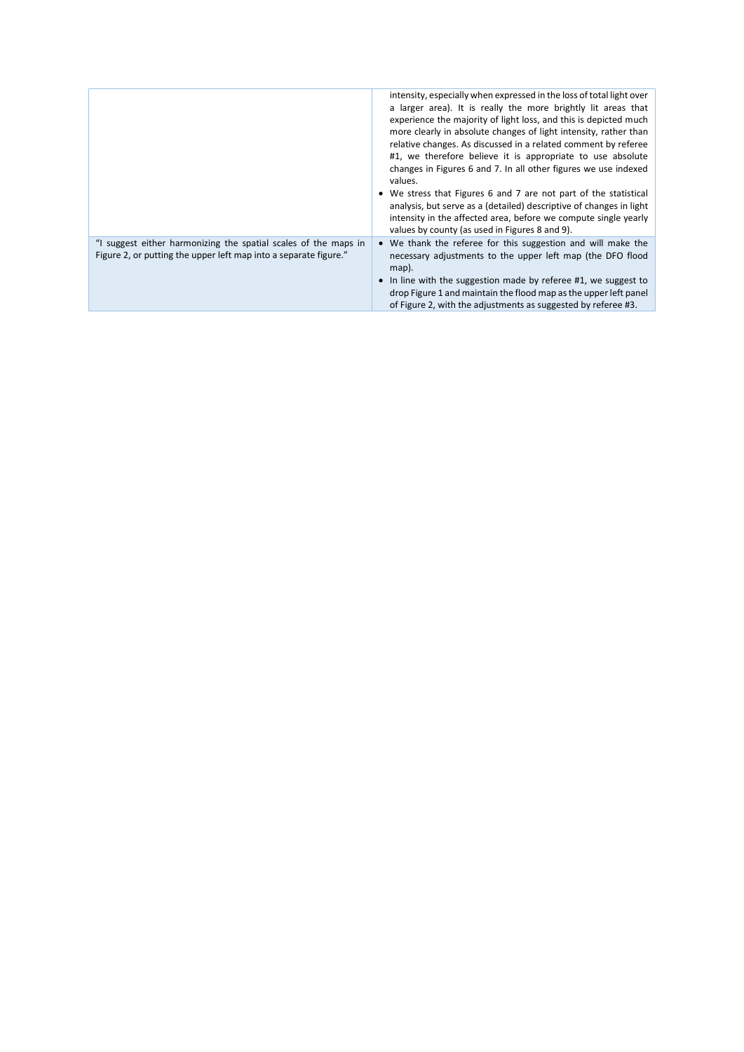| | |
|---|---|
| | intensity, especially when expressed in the loss of total light over a larger area). It is really the more brightly lit areas that experience the majority of light loss, and this is depicted much more clearly in absolute changes of light intensity, rather than relative changes. As discussed in a related comment by referee #1, we therefore believe it is appropriate to use absolute changes in Figures 6 and 7. In all other figures we use indexed values.<br>• We stress that Figures 6 and 7 are not part of the statistical analysis, but serve as a (detailed) descriptive of changes in light intensity in the affected area, before we compute single yearly values by county (as used in Figures 8 and 9). |
| "I suggest either harmonizing the spatial scales of the maps in Figure 2, or putting the upper left map into a separate figure." | • We thank the referee for this suggestion and will make the necessary adjustments to the upper left map (the DFO flood map).<br>• In line with the suggestion made by referee #1, we suggest to drop Figure 1 and maintain the flood map as the upper left panel of Figure 2, with the adjustments as suggested by referee #3. |